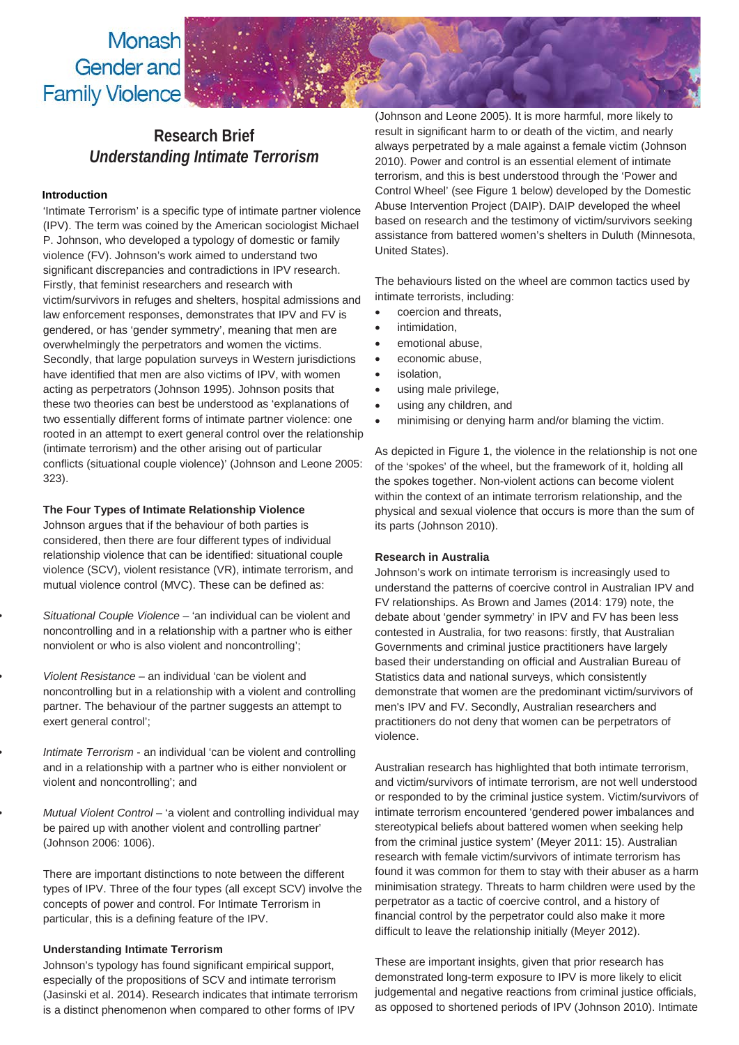Monash Gender and Family Violence

# Research Brief
## *Understanding Intimate Terrorism*

### Introduction

'Intimate Terrorism' is a specific type of intimate partner violence (IPV). The term was coined by the American sociologist Michael P. Johnson, who developed a typology of domestic or family violence (FV). Johnson's work aimed to understand two significant discrepancies and contradictions in IPV research. Firstly, that feminist researchers and research with victim/survivors in refuges and shelters, hospital admissions and law enforcement responses, demonstrates that IPV and FV is gendered, or has 'gender symmetry', meaning that men are overwhelmingly the perpetrators and women the victims. Secondly, that large population surveys in Western jurisdictions have identified that men are also victims of IPV, with women acting as perpetrators (Johnson 1995). Johnson posits that these two theories can best be understood as 'explanations of two essentially different forms of intimate partner violence: one rooted in an attempt to exert general control over the relationship (intimate terrorism) and the other arising out of particular conflicts (situational couple violence)' (Johnson and Leone 2005: 323).

### The Four Types of Intimate Relationship Violence

Johnson argues that if the behaviour of both parties is considered, then there are four different types of individual relationship violence that can be identified: situational couple violence (SCV), violent resistance (VR), intimate terrorism, and mutual violence control (MVC). These can be defined as:

- *Situational Couple Violence* – 'an individual can be violent and noncontrolling and in a relationship with a partner who is either nonviolent or who is also violent and noncontrolling';
- *Violent Resistance* – an individual 'can be violent and noncontrolling but in a relationship with a violent and controlling partner. The behaviour of the partner suggests an attempt to exert general control';
- *Intimate Terrorism* - an individual 'can be violent and controlling and in a relationship with a partner who is either nonviolent or violent and noncontrolling'; and
- *Mutual Violent Control* – 'a violent and controlling individual may be paired up with another violent and controlling partner' (Johnson 2006: 1006).

There are important distinctions to note between the different types of IPV. Three of the four types (all except SCV) involve the concepts of power and control. For Intimate Terrorism in particular, this is a defining feature of the IPV.

### Understanding Intimate Terrorism

Johnson's typology has found significant empirical support, especially of the propositions of SCV and intimate terrorism (Jasinski et al. 2014). Research indicates that intimate terrorism is a distinct phenomenon when compared to other forms of IPV (Johnson and Leone 2005). It is more harmful, more likely to result in significant harm to or death of the victim, and nearly always perpetrated by a male against a female victim (Johnson 2010). Power and control is an essential element of intimate terrorism, and this is best understood through the 'Power and Control Wheel' (see Figure 1 below) developed by the Domestic Abuse Intervention Project (DAIP). DAIP developed the wheel based on research and the testimony of victim/survivors seeking assistance from battered women's shelters in Duluth (Minnesota, United States).

The behaviours listed on the wheel are common tactics used by intimate terrorists, including:

- coercion and threats,
- intimidation,
- emotional abuse,
- economic abuse,
- isolation,
- using male privilege,
- using any children, and
- minimising or denying harm and/or blaming the victim.

As depicted in Figure 1, the violence in the relationship is not one of the 'spokes' of the wheel, but the framework of it, holding all the spokes together. Non-violent actions can become violent within the context of an intimate terrorism relationship, and the physical and sexual violence that occurs is more than the sum of its parts (Johnson 2010).

### Research in Australia

Johnson's work on intimate terrorism is increasingly used to understand the patterns of coercive control in Australian IPV and FV relationships. As Brown and James (2014: 179) note, the debate about 'gender symmetry' in IPV and FV has been less contested in Australia, for two reasons: firstly, that Australian Governments and criminal justice practitioners have largely based their understanding on official and Australian Bureau of Statistics data and national surveys, which consistently demonstrate that women are the predominant victim/survivors of men's IPV and FV. Secondly, Australian researchers and practitioners do not deny that women can be perpetrators of violence.

Australian research has highlighted that both intimate terrorism, and victim/survivors of intimate terrorism, are not well understood or responded to by the criminal justice system. Victim/survivors of intimate terrorism encountered 'gendered power imbalances and stereotypical beliefs about battered women when seeking help from the criminal justice system' (Meyer 2011: 15). Australian research with female victim/survivors of intimate terrorism has found it was common for them to stay with their abuser as a harm minimisation strategy. Threats to harm children were used by the perpetrator as a tactic of coercive control, and a history of financial control by the perpetrator could also make it more difficult to leave the relationship initially (Meyer 2012).

These are important insights, given that prior research has demonstrated long-term exposure to IPV is more likely to elicit judgemental and negative reactions from criminal justice officials, as opposed to shortened periods of IPV (Johnson 2010). Intimate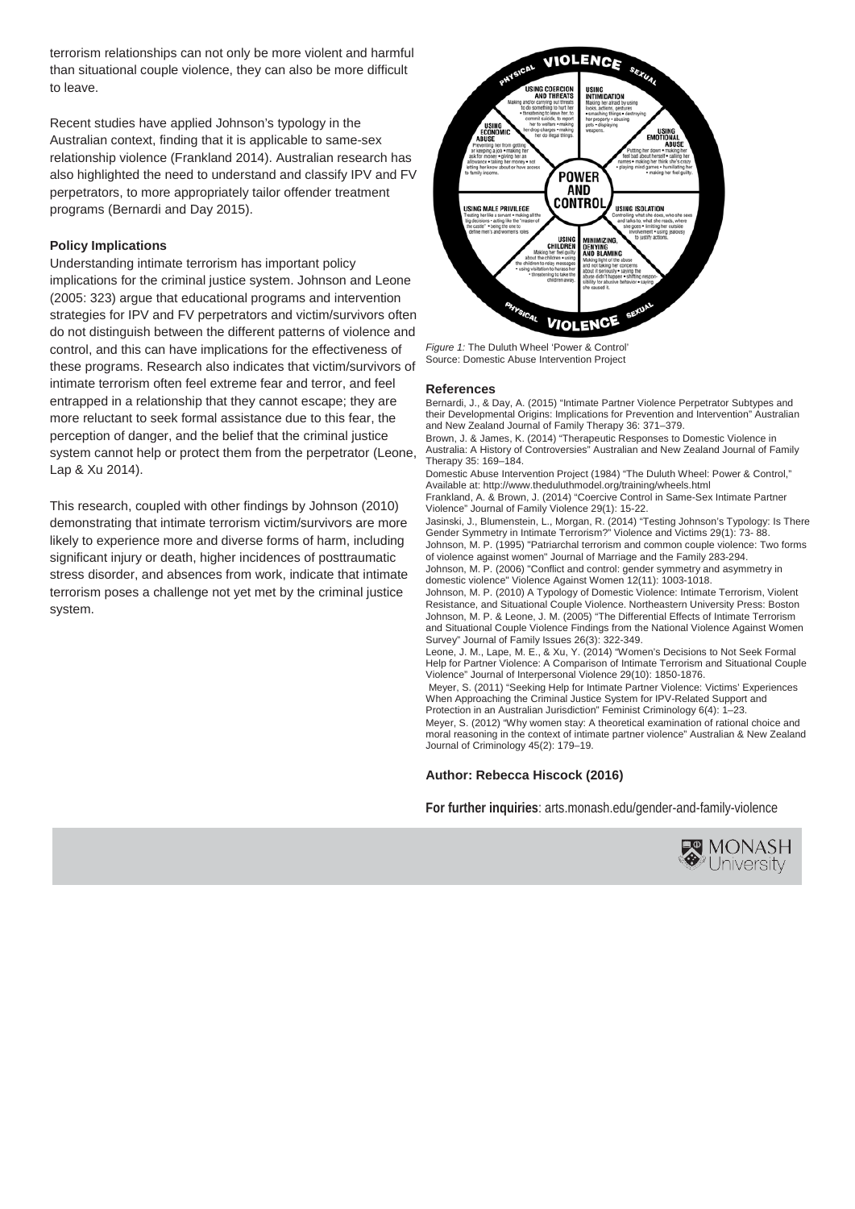terrorism relationships can not only be more violent and harmful than situational couple violence, they can also be more difficult to leave.

Recent studies have applied Johnson's typology in the Australian context, finding that it is applicable to same-sex relationship violence (Frankland 2014). Australian research has also highlighted the need to understand and classify IPV and FV perpetrators, to more appropriately tailor offender treatment programs (Bernardi and Day 2015).

### Policy Implications

Understanding intimate terrorism has important policy implications for the criminal justice system. Johnson and Leone (2005: 323) argue that educational programs and intervention strategies for IPV and FV perpetrators and victim/survivors often do not distinguish between the different patterns of violence and control, and this can have implications for the effectiveness of these programs. Research also indicates that victim/survivors of intimate terrorism often feel extreme fear and terror, and feel entrapped in a relationship that they cannot escape; they are more reluctant to seek formal assistance due to this fear, the perception of danger, and the belief that the criminal justice system cannot help or protect them from the perpetrator (Leone, Lap & Xu 2014).

This research, coupled with other findings by Johnson (2010) demonstrating that intimate terrorism victim/survivors are more likely to experience more and diverse forms of harm, including significant injury or death, higher incidences of posttraumatic stress disorder, and absences from work, indicate that intimate terrorism poses a challenge not yet met by the criminal justice system.

PHYSICAL VIOLENCE SEXUAL

USING COERCION AND THREATS
Making and/or carrying out threats to do something to hurt her • threatening to leave her, to commit suicide, to report her to welfare • making her drop charges • making her do illegal things.

USING INTIMIDATION
Making her afraid by using looks, actions, gestures • smashing things • destroying her property • abusing pets • displaying weapons.

USING ECONOMIC ABUSE
Preventing her from getting or keeping a job • making her ask for money • giving her an allowance • taking her money • not letting her know about or have access to family income.

USING EMOTIONAL ABUSE
Putting her down • making her feel bad about herself • calling her names • making her think she's crazy • playing mind games • humiliating her • making her feel guilty.

POWER AND CONTROL

USING MALE PRIVILEGE
Treating her like a servant • making all the big decisions • acting like the "master of the castle" • being the one to define men's and women's roles

USING ISOLATION
Controlling what she does, who she sees and talks to, what she reads, where she goes • limiting her outside involvement • using jealousy to justify actions.

USING CHILDREN
Making her feel guilty about the children • using the children to relay messages • using visitation to harass her • threatening to take the children away.

MINIMIZING, DENYING AND BLAMING
Making light of the abuse and not taking her concerns about it seriously • saying the abuse didn't happen • shifting responsibility for abusive behavior • saying she caused it.

PHYSICAL VIOLENCE SEXUAL

*Figure 1:* The Duluth Wheel 'Power & Control'
Source: Domestic Abuse Intervention Project

### References

Bernardi, J., & Day, A. (2015) "Intimate Partner Violence Perpetrator Subtypes and their Developmental Origins: Implications for Prevention and Intervention" Australian and New Zealand Journal of Family Therapy 36: 371–379.

Brown, J. & James, K. (2014) "Therapeutic Responses to Domestic Violence in Australia: A History of Controversies" Australian and New Zealand Journal of Family Therapy 35: 169–184.

Domestic Abuse Intervention Project (1984) "The Duluth Wheel: Power & Control," Available at: http://www.theduluthmodel.org/training/wheels.html

Frankland, A. & Brown, J. (2014) "Coercive Control in Same-Sex Intimate Partner Violence" Journal of Family Violence 29(1): 15-22.

Jasinski, J., Blumenstein, L., Morgan, R. (2014) "Testing Johnson's Typology: Is There Gender Symmetry in Intimate Terrorism?" Violence and Victims 29(1): 73- 88.

Johnson, M. P. (1995) "Patriarchal terrorism and common couple violence: Two forms of violence against women" Journal of Marriage and the Family 283-294.

Johnson, M. P. (2006) "Conflict and control: gender symmetry and asymmetry in domestic violence" Violence Against Women 12(11): 1003-1018.

Johnson, M. P. (2010) A Typology of Domestic Violence: Intimate Terrorism, Violent Resistance, and Situational Couple Violence. Northeastern University Press: Boston

Johnson, M. P. & Leone, J. M. (2005) "The Differential Effects of Intimate Terrorism and Situational Couple Violence Findings from the National Violence Against Women Survey" Journal of Family Issues 26(3): 322-349.

Leone, J. M., Lape, M. E., & Xu, Y. (2014) "Women's Decisions to Not Seek Formal Help for Partner Violence: A Comparison of Intimate Terrorism and Situational Couple Violence" Journal of Interpersonal Violence 29(10): 1850-1876.

Meyer, S. (2011) "Seeking Help for Intimate Partner Violence: Victims' Experiences When Approaching the Criminal Justice System for IPV-Related Support and Protection in an Australian Jurisdiction" Feminist Criminology 6(4): 1–23.

Meyer, S. (2012) "Why women stay: A theoretical examination of rational choice and moral reasoning in the context of intimate partner violence" Australian & New Zealand Journal of Criminology 45(2): 179–19.

**Author: Rebecca Hiscock (2016)**

**For further inquiries**: arts.monash.edu/gender-and-family-violence

MONASH University